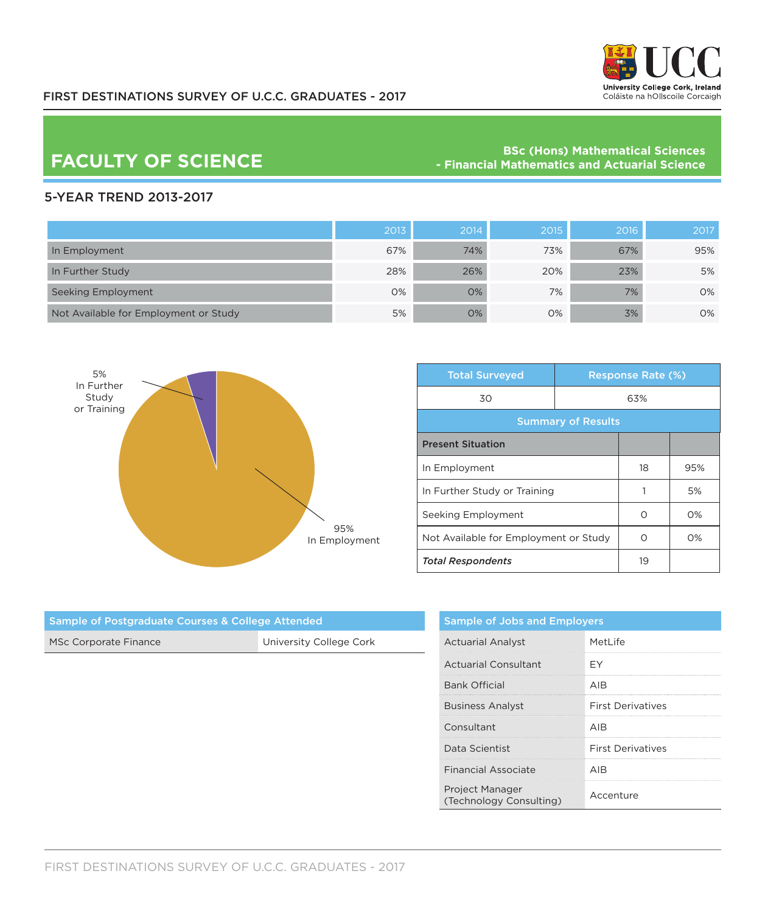# FIRST DESTINATIONS SURVEY OF U.C.C. GRADUATES - 2017

## FACULTY OF SCIENCE

**BSc (Hons) Mathematical Sciences - Financial Mathematics and Actuarial Science**

### 5-YEAR TREND 2013-2017

| | 2013 | 2014 | 2015 | 2016 | 2017 |
|---|---|---|---|---|---|
| In Employment | 67% | 74% | 73% | 67% | 95% |
| In Further Study | 28% | 26% | 20% | 23% | 5% |
| Seeking Employment | 0% | 0% | 7% | 7% | 0% |
| Not Available for Employment or Study | 5% | 0% | 0% | 3% | 0% |

5% In Further Study or Training

95% In Employment

| Total Surveyed | Response Rate (%) |
|---|---|
| 30 | 63% |

**Summary of Results**

| Present Situation | | |
|---|---|---|
| In Employment | 18 | 95% |
| In Further Study or Training | 1 | 5% |
| Seeking Employment | 0 | 0% |
| Not Available for Employment or Study | 0 | 0% |
| ***Total Respondents*** | 19 | |

### Sample of Postgraduate Courses & College Attended

| Course | College |
|---|---|
| MSc Corporate Finance | University College Cork |

### Sample of Jobs and Employers

| Job | Employer |
|---|---|
| Actuarial Analyst | MetLife |
| Actuarial Consultant | EY |
| Bank Official | AIB |
| Business Analyst | First Derivatives |
| Consultant | AIB |
| Data Scientist | First Derivatives |
| Financial Associate | AIB |
| Project Manager (Technology Consulting) | Accenture |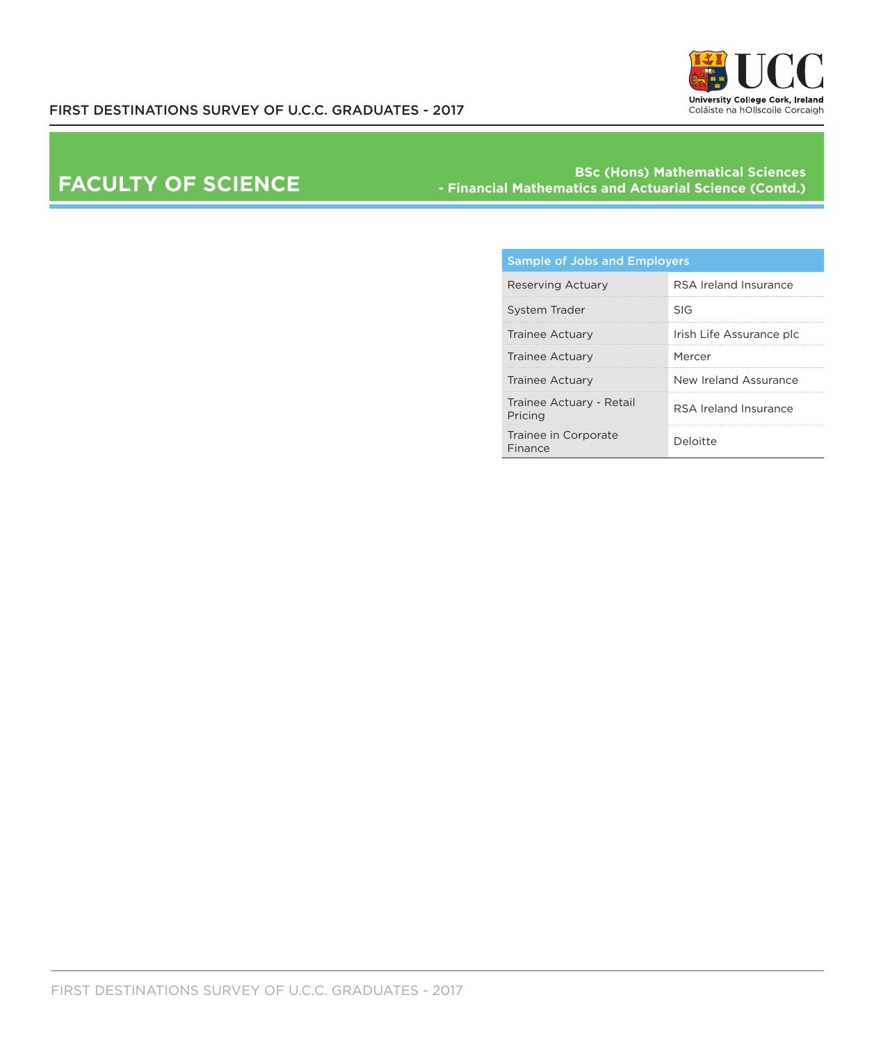## FACULTY OF SCIENCE

**BSc (Hons) Mathematical Sciences - Financial Mathematics and Actuarial Science (Contd.)**

| Sample of Jobs and Employers | |
|---|---|
| Reserving Actuary | RSA Ireland Insurance |
| System Trader | SIG |
| Trainee Actuary | Irish Life Assurance plc |
| Trainee Actuary | Mercer |
| Trainee Actuary | New Ireland Assurance |
| Trainee Actuary - Retail Pricing | RSA Ireland Insurance |
| Trainee in Corporate Finance | Deloitte |